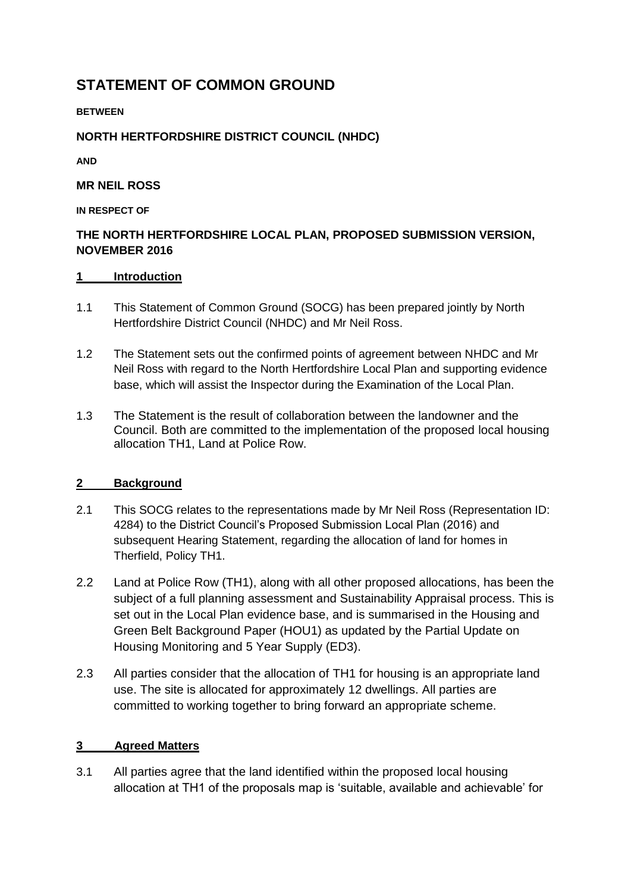# STATEMENT OF COMMON GROUND

**BETWEEN**

**NORTH HERTFORDSHIRE DISTRICT COUNCIL (NHDC)**

**AND**

**MR NEIL ROSS**

**IN RESPECT OF**

**THE NORTH HERTFORDSHIRE LOCAL PLAN, PROPOSED SUBMISSION VERSION, NOVEMBER 2016**

## 1 Introduction

1.1 This Statement of Common Ground (SOCG) has been prepared jointly by North Hertfordshire District Council (NHDC) and Mr Neil Ross.

1.2 The Statement sets out the confirmed points of agreement between NHDC and Mr Neil Ross with regard to the North Hertfordshire Local Plan and supporting evidence base, which will assist the Inspector during the Examination of the Local Plan.

1.3 The Statement is the result of collaboration between the landowner and the Council. Both are committed to the implementation of the proposed local housing allocation TH1, Land at Police Row.

## 2 Background

2.1 This SOCG relates to the representations made by Mr Neil Ross (Representation ID: 4284) to the District Council's Proposed Submission Local Plan (2016) and subsequent Hearing Statement, regarding the allocation of land for homes in Therfield, Policy TH1.

2.2 Land at Police Row (TH1), along with all other proposed allocations, has been the subject of a full planning assessment and Sustainability Appraisal process. This is set out in the Local Plan evidence base, and is summarised in the Housing and Green Belt Background Paper (HOU1) as updated by the Partial Update on Housing Monitoring and 5 Year Supply (ED3).

2.3 All parties consider that the allocation of TH1 for housing is an appropriate land use. The site is allocated for approximately 12 dwellings. All parties are committed to working together to bring forward an appropriate scheme.

## 3 Agreed Matters

3.1 All parties agree that the land identified within the proposed local housing allocation at TH1 of the proposals map is 'suitable, available and achievable' for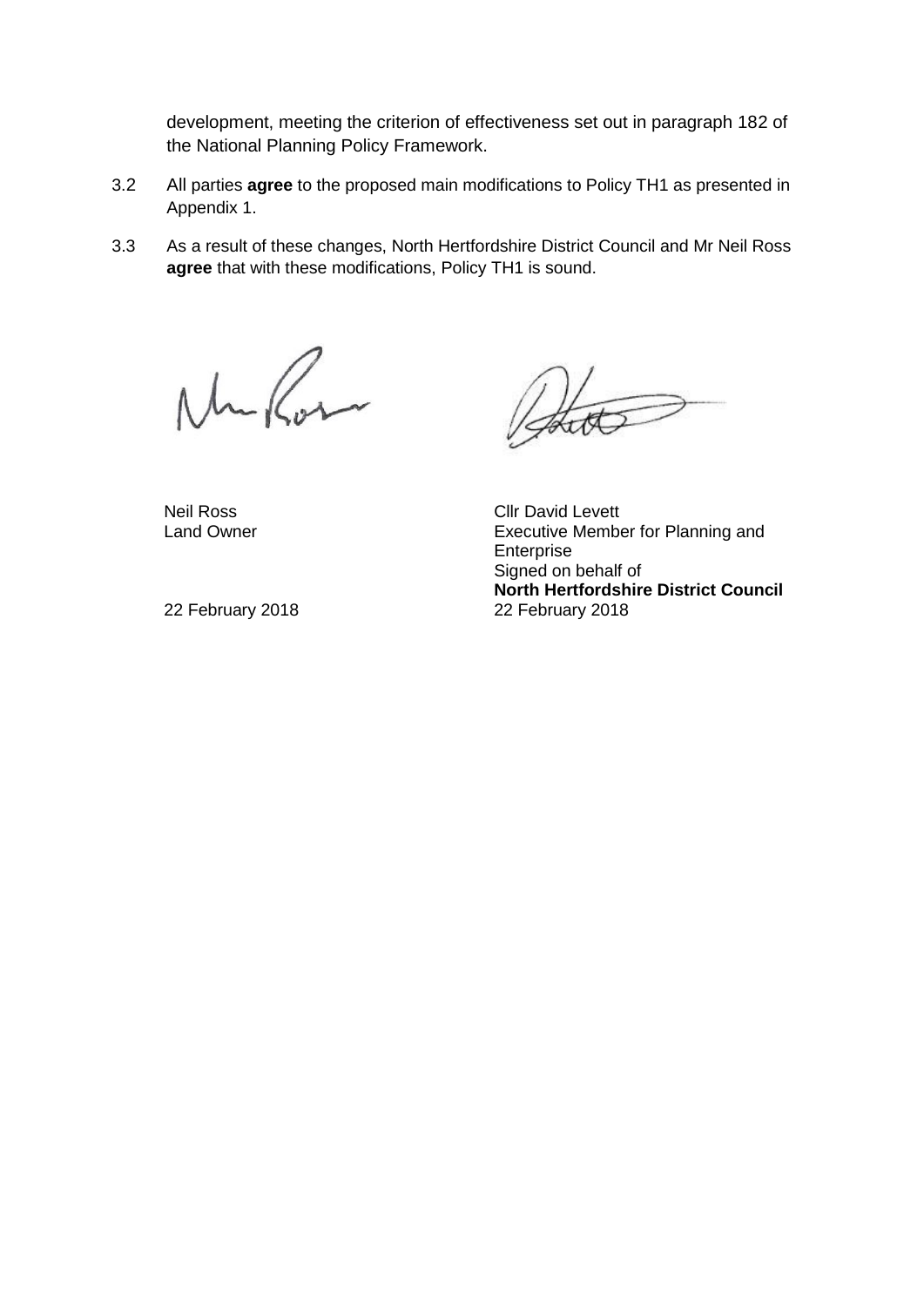development, meeting the criterion of effectiveness set out in paragraph 182 of the National Planning Policy Framework.

3.2 All parties **agree** to the proposed main modifications to Policy TH1 as presented in Appendix 1.

3.3 As a result of these changes, North Hertfordshire District Council and Mr Neil Ross **agree** that with these modifications, Policy TH1 is sound.

Neil Ross
Land Owner

22 February 2018

Cllr David Levett
Executive Member for Planning and Enterprise
Signed on behalf of
**North Hertfordshire District Council**
22 February 2018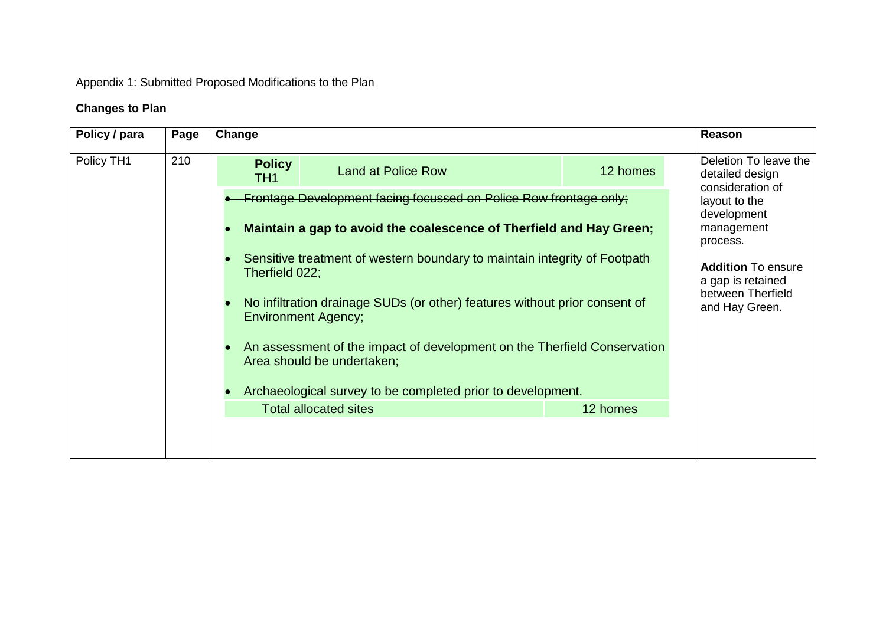Appendix 1: Submitted Proposed Modifications to the Plan

**Changes to Plan**

| Policy / para | Page | Change | Reason |
|---|---|---|---|
| Policy TH1 | 210 | **Policy TH1** – Land at Police Row – 12 homes<br><br>• ~~Frontage Development facing focussed on Police Row frontage only;~~<br>• **Maintain a gap to avoid the coalescence of Therfield and Hay Green;**<br>• Sensitive treatment of western boundary to maintain integrity of Footpath Therfield 022;<br>• No infiltration drainage SUDs (or other) features without prior consent of Environment Agency;<br>• An assessment of the impact of development on the Therfield Conservation Area should be undertaken;<br>• Archaeological survey to be completed prior to development.<br><br>Total allocated sites – 12 homes | ~~Deletion~~ To leave the detailed design consideration of layout to the development management process.<br><br>**Addition** To ensure a gap is retained between Therfield and Hay Green. |